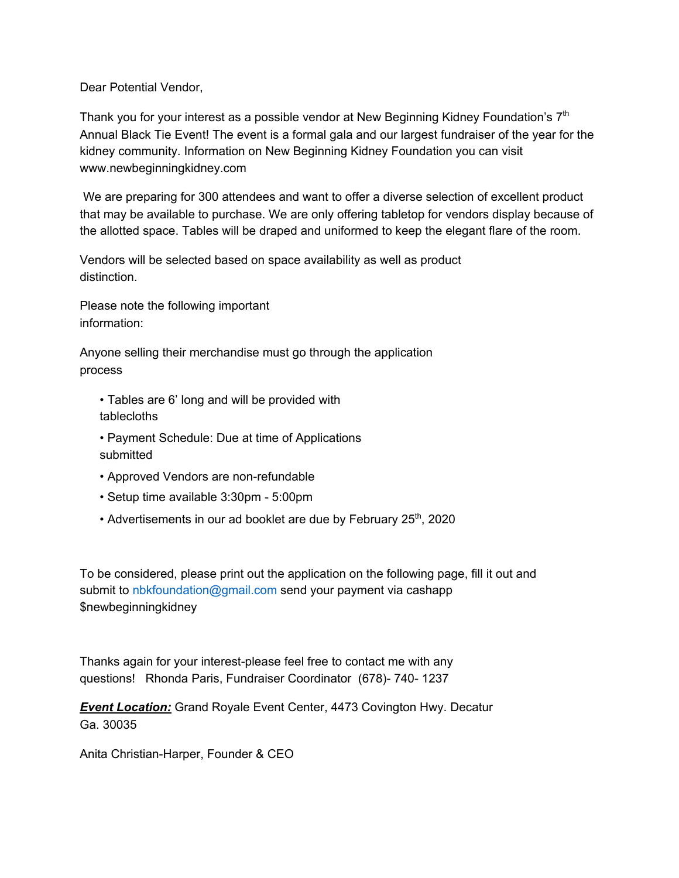Dear Potential Vendor,

Thank you for your interest as a possible vendor at New Beginning Kidney Foundation's 7th Annual Black Tie Event! The event is a formal gala and our largest fundraiser of the year for the kidney community. Information on New Beginning Kidney Foundation you can visit www.newbeginningkidney.com

We are preparing for 300 attendees and want to offer a diverse selection of excellent product that may be available to purchase. We are only offering tabletop for vendors display because of the allotted space. Tables will be draped and uniformed to keep the elegant flare of the room.

Vendors will be selected based on space availability as well as product distinction.

Please note the following important information:

Anyone selling their merchandise must go through the application process

- Tables are 6' long and will be provided with tablecloths
- Payment Schedule: Due at time of Applications submitted
- Approved Vendors are non-refundable
- Setup time available 3:30pm - 5:00pm
- Advertisements in our ad booklet are due by February 25th, 2020

To be considered, please print out the application on the following page, fill it out and submit to nbkfoundation@gmail.com send your payment via cashapp $newbeginningkidney

Thanks again for your interest-please feel free to contact me with any questions! Rhonda Paris, Fundraiser Coordinator (678)- 740- 1237

***Event Location:*** Grand Royale Event Center, 4473 Covington Hwy. Decatur Ga. 30035

Anita Christian-Harper, Founder & CEO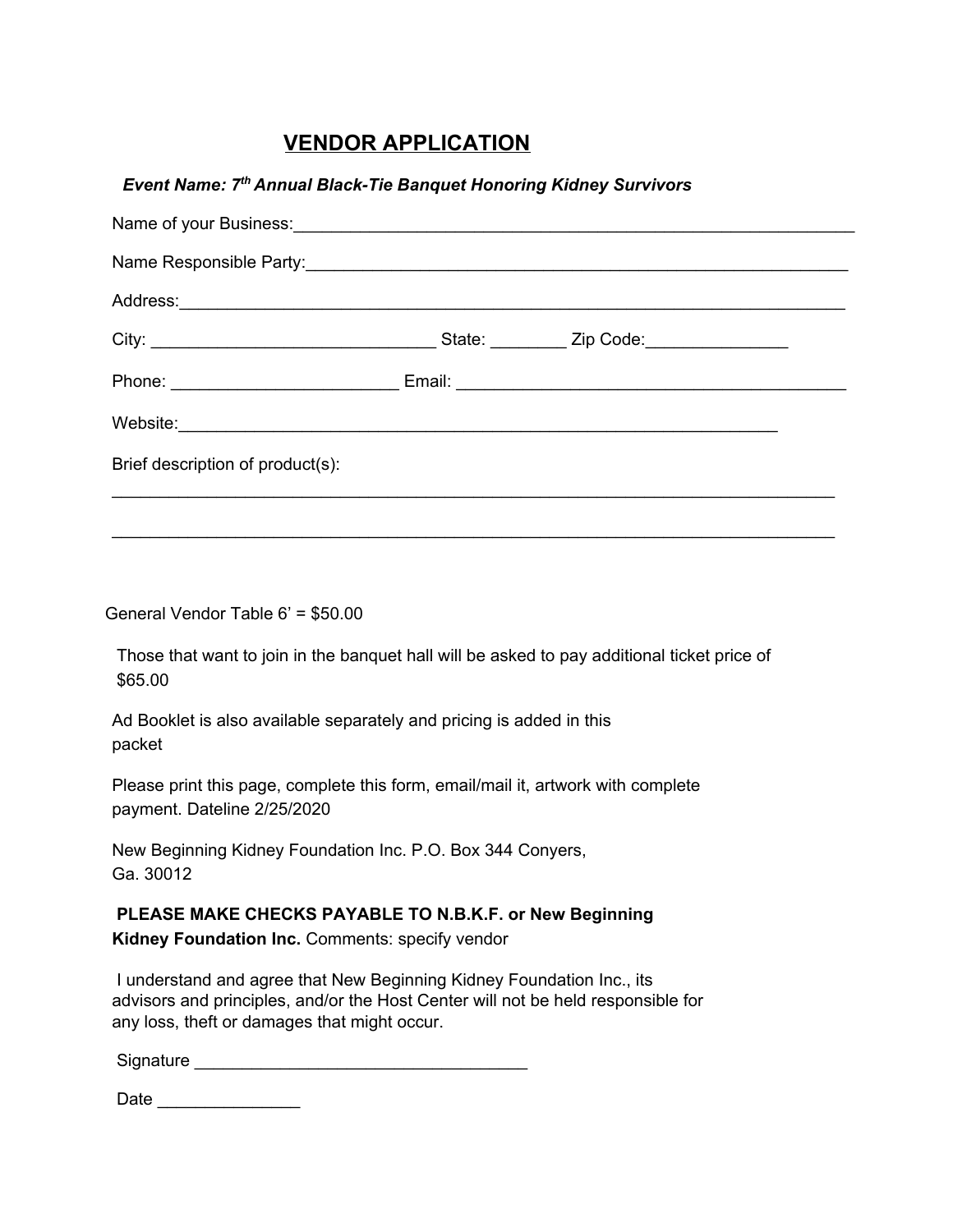# VENDOR APPLICATION

***Event Name: 7th Annual Black-Tie Banquet Honoring Kidney Survivors***

Name of your Business:_______________________________________________________________

Name Responsible Party:_____________________________________________________________

Address:_________________________________________________________________________

City: ______________________________ State: ________ Zip Code:_______________

Phone: ________________________ Email: __________________________________________

Website:_________________________________________________________________

Brief description of product(s):

_______________________________________________________________________________

_______________________________________________________________________________

General Vendor Table 6' = $50.00

Those that want to join in the banquet hall will be asked to pay additional ticket price of $65.00

Ad Booklet is also available separately and pricing is added in this packet

Please print this page, complete this form, email/mail it, artwork with complete payment. Dateline 2/25/2020

New Beginning Kidney Foundation Inc. P.O. Box 344 Conyers, Ga. 30012

**PLEASE MAKE CHECKS PAYABLE TO N.B.K.F. or New Beginning Kidney Foundation Inc.** Comments: specify vendor

I understand and agree that New Beginning Kidney Foundation Inc., its advisors and principles, and/or the Host Center will not be held responsible for any loss, theft or damages that might occur.

Signature ___________________________________

Date _______________